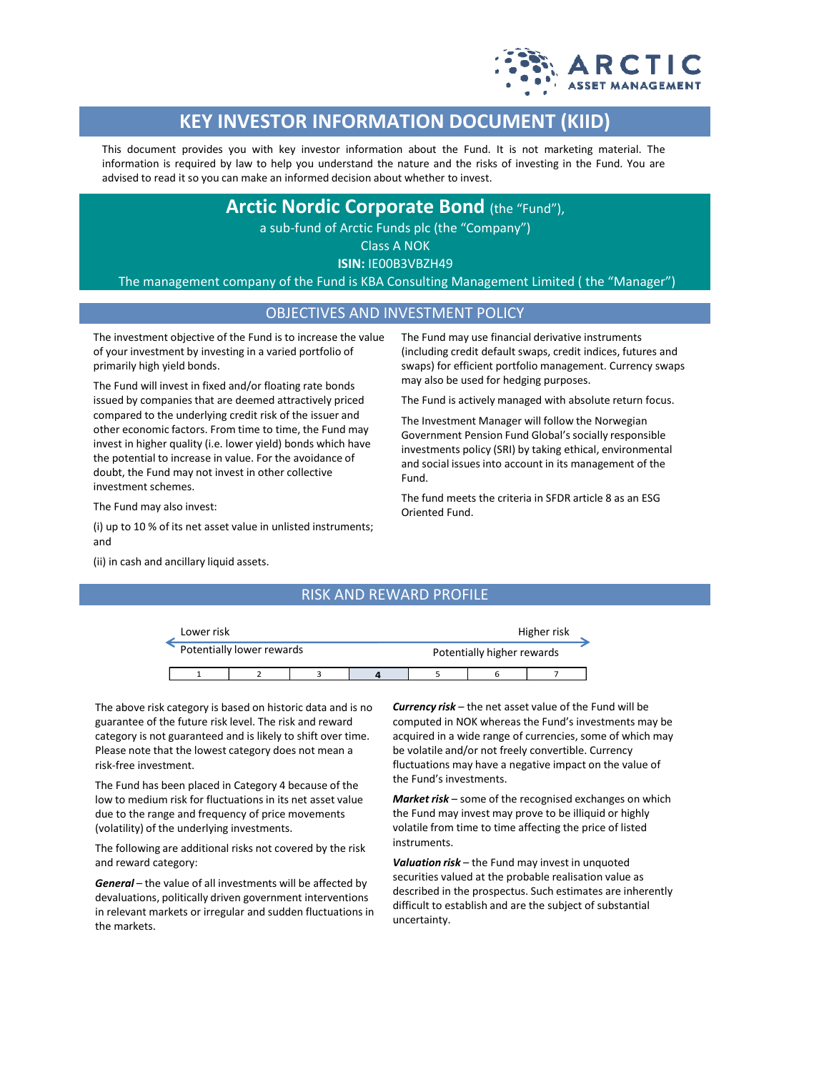ARCTIC ASSET MANAGEMENT

# KEY INVESTOR INFORMATION DOCUMENT (KIID)

This document provides you with key investor information about the Fund. It is not marketing material. The information is required by law to help you understand the nature and the risks of investing in the Fund. You are advised to read it so you can make an informed decision about whether to invest.

## Arctic Nordic Corporate Bond (the "Fund"),

a sub-fund of Arctic Funds plc (the "Company")

Class A NOK

**ISIN:** IE00B3VBZH49

The management company of the Fund is KBA Consulting Management Limited ( the "Manager")

## OBJECTIVES AND INVESTMENT POLICY

The investment objective of the Fund is to increase the value of your investment by investing in a varied portfolio of primarily high yield bonds.

The Fund will invest in fixed and/or floating rate bonds issued by companies that are deemed attractively priced compared to the underlying credit risk of the issuer and other economic factors. From time to time, the Fund may invest in higher quality (i.e. lower yield) bonds which have the potential to increase in value. For the avoidance of doubt, the Fund may not invest in other collective investment schemes.

The Fund may also invest:

(i) up to 10 % of its net asset value in unlisted instruments; and

(ii) in cash and ancillary liquid assets.

The Fund may use financial derivative instruments (including credit default swaps, credit indices, futures and swaps) for efficient portfolio management. Currency swaps may also be used for hedging purposes.

The Fund is actively managed with absolute return focus.

The Investment Manager will follow the Norwegian Government Pension Fund Global's socially responsible investments policy (SRI) by taking ethical, environmental and social issues into account in its management of the Fund.

The fund meets the criteria in SFDR article 8 as an ESG Oriented Fund.

## RISK AND REWARD PROFILE

| Lower risk | | | | | | Higher risk |
|---|---|---|---|---|---|---|
| Potentially lower rewards | | | | | | Potentially higher rewards |
| 1 | 2 | 3 | **4** | 5 | 6 | 7 |

The above risk category is based on historic data and is no guarantee of the future risk level. The risk and reward category is not guaranteed and is likely to shift over time. Please note that the lowest category does not mean a risk-free investment.

The Fund has been placed in Category 4 because of the low to medium risk for fluctuations in its net asset value due to the range and frequency of price movements (volatility) of the underlying investments.

The following are additional risks not covered by the risk and reward category:

***General*** – the value of all investments will be affected by devaluations, politically driven government interventions in relevant markets or irregular and sudden fluctuations in the markets.

***Currency risk*** – the net asset value of the Fund will be computed in NOK whereas the Fund's investments may be acquired in a wide range of currencies, some of which may be volatile and/or not freely convertible. Currency fluctuations may have a negative impact on the value of the Fund's investments.

***Market risk*** – some of the recognised exchanges on which the Fund may invest may prove to be illiquid or highly volatile from time to time affecting the price of listed instruments.

***Valuation risk*** – the Fund may invest in unquoted securities valued at the probable realisation value as described in the prospectus. Such estimates are inherently difficult to establish and are the subject of substantial uncertainty.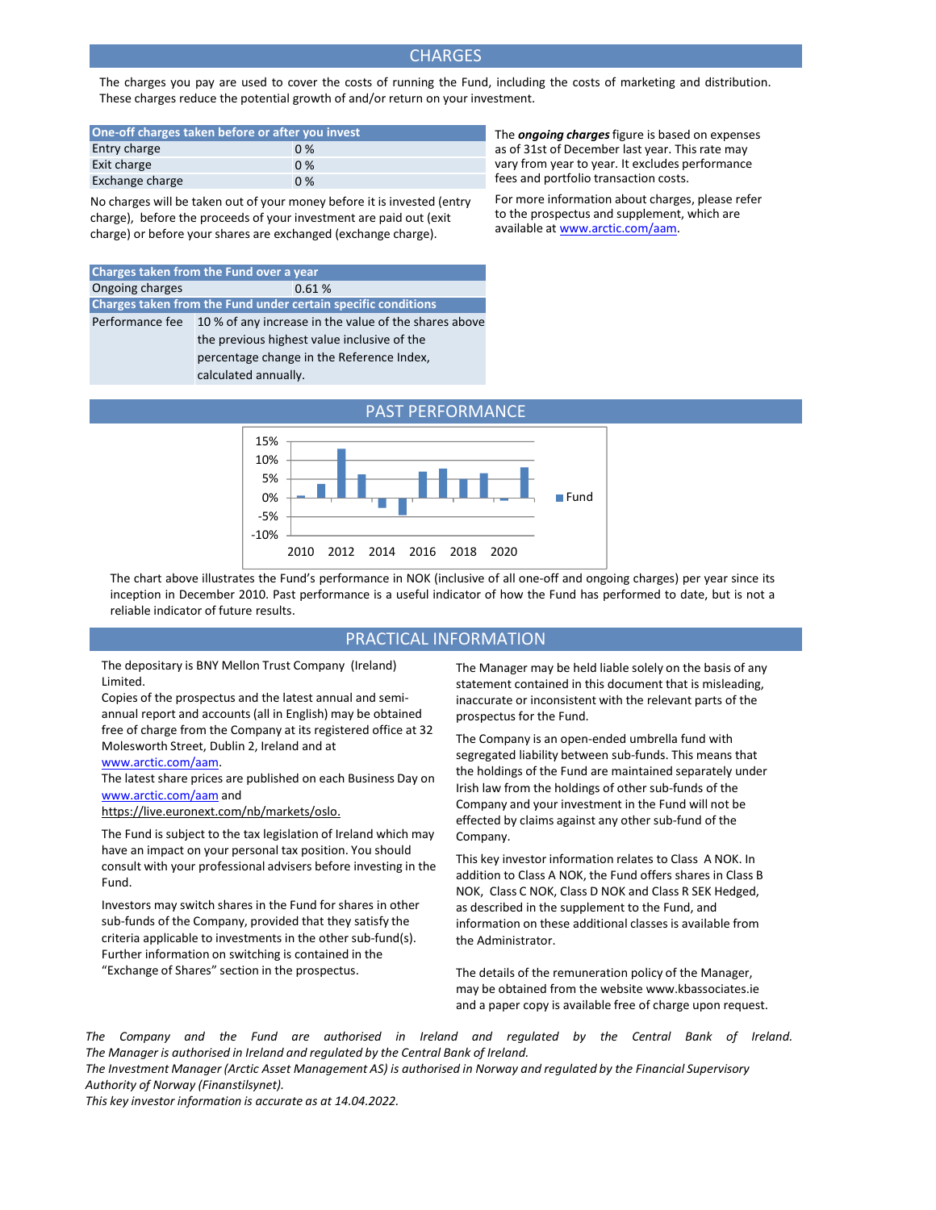## CHARGES

The charges you pay are used to cover the costs of running the Fund, including the costs of marketing and distribution. These charges reduce the potential growth of and/or return on your investment.

| One-off charges taken before or after you invest | |
|---|---|
| Entry charge | 0 % |
| Exit charge | 0 % |
| Exchange charge | 0 % |

No charges will be taken out of your money before it is invested (entry charge), before the proceeds of your investment are paid out (exit charge) or before your shares are exchanged (exchange charge).

| Charges taken from the Fund over a year | |
|---|---|
| Ongoing charges | 0.61 % |
| **Charges taken from the Fund under certain specific conditions** | |
| Performance fee | 10 % of any increase in the value of the shares above the previous highest value inclusive of the percentage change in the Reference Index, calculated annually. |

The ***ongoing charges*** figure is based on expenses as of 31st of December last year. This rate may vary from year to year. It excludes performance fees and portfolio transaction costs.

For more information about charges, please refer to the prospectus and supplement, which are available at www.arctic.com/aam.

## PAST PERFORMANCE

15%
10%
5%
0%
-5%
-10%
2010 2012 2014 2016 2018 2020
Fund

The chart above illustrates the Fund's performance in NOK (inclusive of all one-off and ongoing charges) per year since its inception in December 2010. Past performance is a useful indicator of how the Fund has performed to date, but is not a reliable indicator of future results.

## PRACTICAL INFORMATION

The depositary is BNY Mellon Trust Company (Ireland) Limited.
Copies of the prospectus and the latest annual and semi-annual report and accounts (all in English) may be obtained free of charge from the Company at its registered office at 32 Molesworth Street, Dublin 2, Ireland and at www.arctic.com/aam.
The latest share prices are published on each Business Day on www.arctic.com/aam and https://live.euronext.com/nb/markets/oslo.

The Fund is subject to the tax legislation of Ireland which may have an impact on your personal tax position. You should consult with your professional advisers before investing in the Fund.

Investors may switch shares in the Fund for shares in other sub-funds of the Company, provided that they satisfy the criteria applicable to investments in the other sub-fund(s). Further information on switching is contained in the "Exchange of Shares" section in the prospectus.

The Manager may be held liable solely on the basis of any statement contained in this document that is misleading, inaccurate or inconsistent with the relevant parts of the prospectus for the Fund.

The Company is an open-ended umbrella fund with segregated liability between sub-funds. This means that the holdings of the Fund are maintained separately under Irish law from the holdings of other sub-funds of the Company and your investment in the Fund will not be effected by claims against any other sub-fund of the Company.

This key investor information relates to Class A NOK. In addition to Class A NOK, the Fund offers shares in Class B NOK, Class C NOK, Class D NOK and Class R SEK Hedged, as described in the supplement to the Fund, and information on these additional classes is available from the Administrator.

The details of the remuneration policy of the Manager, may be obtained from the website www.kbassociates.ie and a paper copy is available free of charge upon request.

*The Company and the Fund are authorised in Ireland and regulated by the Central Bank of Ireland.*
*The Manager is authorised in Ireland and regulated by the Central Bank of Ireland.*
*The Investment Manager (Arctic Asset Management AS) is authorised in Norway and regulated by the Financial Supervisory Authority of Norway (Finanstilsynet).*
*This key investor information is accurate as at 14.04.2022.*